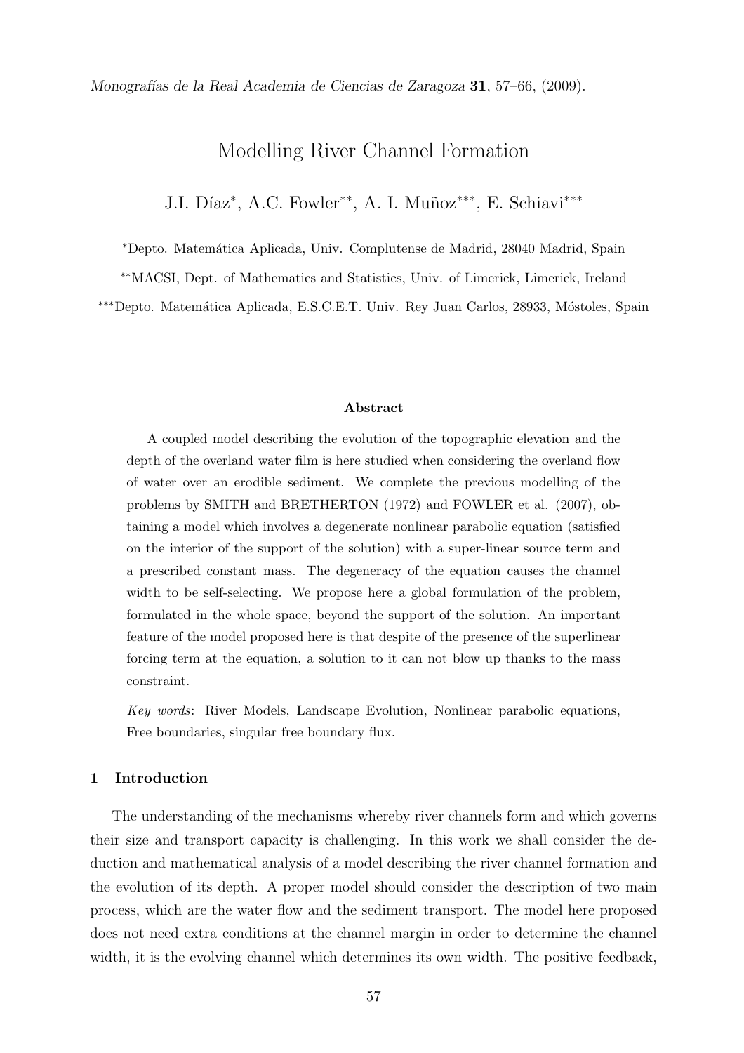*Monografías de la Real Academia de Ciencias de Zaragoza* **31**, 57–66, (2009).

# Modelling River Channel Formation

J.I. Díaz[*], A.C. Fowler[**], A. I. Muñoz[***], E. Schiavi[***]

[*]Depto. Matemática Aplicada, Univ. Complutense de Madrid, 28040 Madrid, Spain

[**]MACSI, Dept. of Mathematics and Statistics, Univ. of Limerick, Limerick, Ireland

[***]Depto. Matemática Aplicada, E.S.C.E.T. Univ. Rey Juan Carlos, 28933, Móstoles, Spain

### Abstract

A coupled model describing the evolution of the topographic elevation and the depth of the overland water film is here studied when considering the overland flow of water over an erodible sediment. We complete the previous modelling of the problems by SMITH and BRETHERTON (1972) and FOWLER et al. (2007), obtaining a model which involves a degenerate nonlinear parabolic equation (satisfied on the interior of the support of the solution) with a super-linear source term and a prescribed constant mass. The degeneracy of the equation causes the channel width to be self-selecting. We propose here a global formulation of the problem, formulated in the whole space, beyond the support of the solution. An important feature of the model proposed here is that despite of the presence of the superlinear forcing term at the equation, a solution to it can not blow up thanks to the mass constraint.

*Key words*: River Models, Landscape Evolution, Nonlinear parabolic equations, Free boundaries, singular free boundary flux.

## 1 Introduction

The understanding of the mechanisms whereby river channels form and which governs their size and transport capacity is challenging. In this work we shall consider the deduction and mathematical analysis of a model describing the river channel formation and the evolution of its depth. A proper model should consider the description of two main process, which are the water flow and the sediment transport. The model here proposed does not need extra conditions at the channel margin in order to determine the channel width, it is the evolving channel which determines its own width. The positive feedback,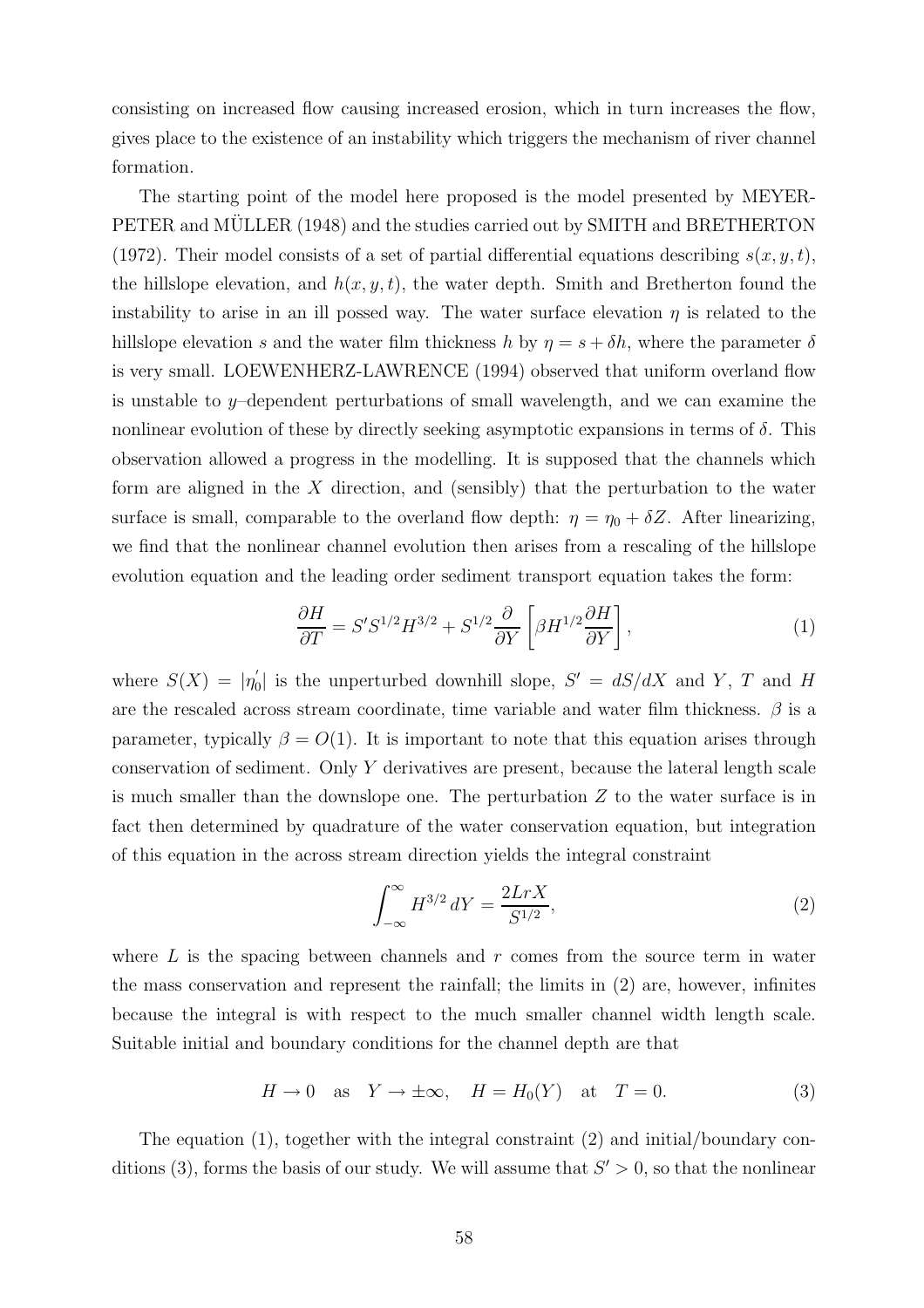consisting on increased flow causing increased erosion, which in turn increases the flow, gives place to the existence of an instability which triggers the mechanism of river channel formation.

The starting point of the model here proposed is the model presented by MEYER-PETER and MÜLLER (1948) and the studies carried out by SMITH and BRETHERTON (1972). Their model consists of a set of partial differential equations describing $s(x, y, t)$, the hillslope elevation, and $h(x, y, t)$, the water depth. Smith and Bretherton found the instability to arise in an ill possed way. The water surface elevation $\eta$ is related to the hillslope elevation $s$ and the water film thickness $h$ by $\eta = s + \delta h$, where the parameter $\delta$ is very small. LOEWENHERZ-LAWRENCE (1994) observed that uniform overland flow is unstable to $y$–dependent perturbations of small wavelength, and we can examine the nonlinear evolution of these by directly seeking asymptotic expansions in terms of $\delta$. This observation allowed a progress in the modelling. It is supposed that the channels which form are aligned in the $X$ direction, and (sensibly) that the perturbation to the water surface is small, comparable to the overland flow depth: $\eta = \eta_0 + \delta Z$. After linearizing, we find that the nonlinear channel evolution then arises from a rescaling of the hillslope evolution equation and the leading order sediment transport equation takes the form:

$$\frac{\partial H}{\partial T} = S' S^{1/2} H^{3/2} + S^{1/2} \frac{\partial}{\partial Y} \left[ \beta H^{1/2} \frac{\partial H}{\partial Y} \right], \tag{1}$$

where $S(X) = |\eta_0'|$ is the unperturbed downhill slope, $S' = dS/dX$ and $Y$, $T$ and $H$ are the rescaled across stream coordinate, time variable and water film thickness. $\beta$ is a parameter, typically $\beta = O(1)$. It is important to note that this equation arises through conservation of sediment. Only $Y$ derivatives are present, because the lateral length scale is much smaller than the downslope one. The perturbation $Z$ to the water surface is in fact then determined by quadrature of the water conservation equation, but integration of this equation in the across stream direction yields the integral constraint

$$\int_{-\infty}^{\infty} H^{3/2} \, dY = \frac{2LrX}{S^{1/2}}, \tag{2}$$

where $L$ is the spacing between channels and $r$ comes from the source term in water the mass conservation and represent the rainfall; the limits in (2) are, however, infinites because the integral is with respect to the much smaller channel width length scale. Suitable initial and boundary conditions for the channel depth are that

$$H \to 0 \quad \text{as} \quad Y \to \pm\infty, \quad H = H_0(Y) \quad \text{at} \quad T = 0. \tag{3}$$

The equation (1), together with the integral constraint (2) and initial/boundary conditions (3), forms the basis of our study. We will assume that $S' > 0$, so that the nonlinear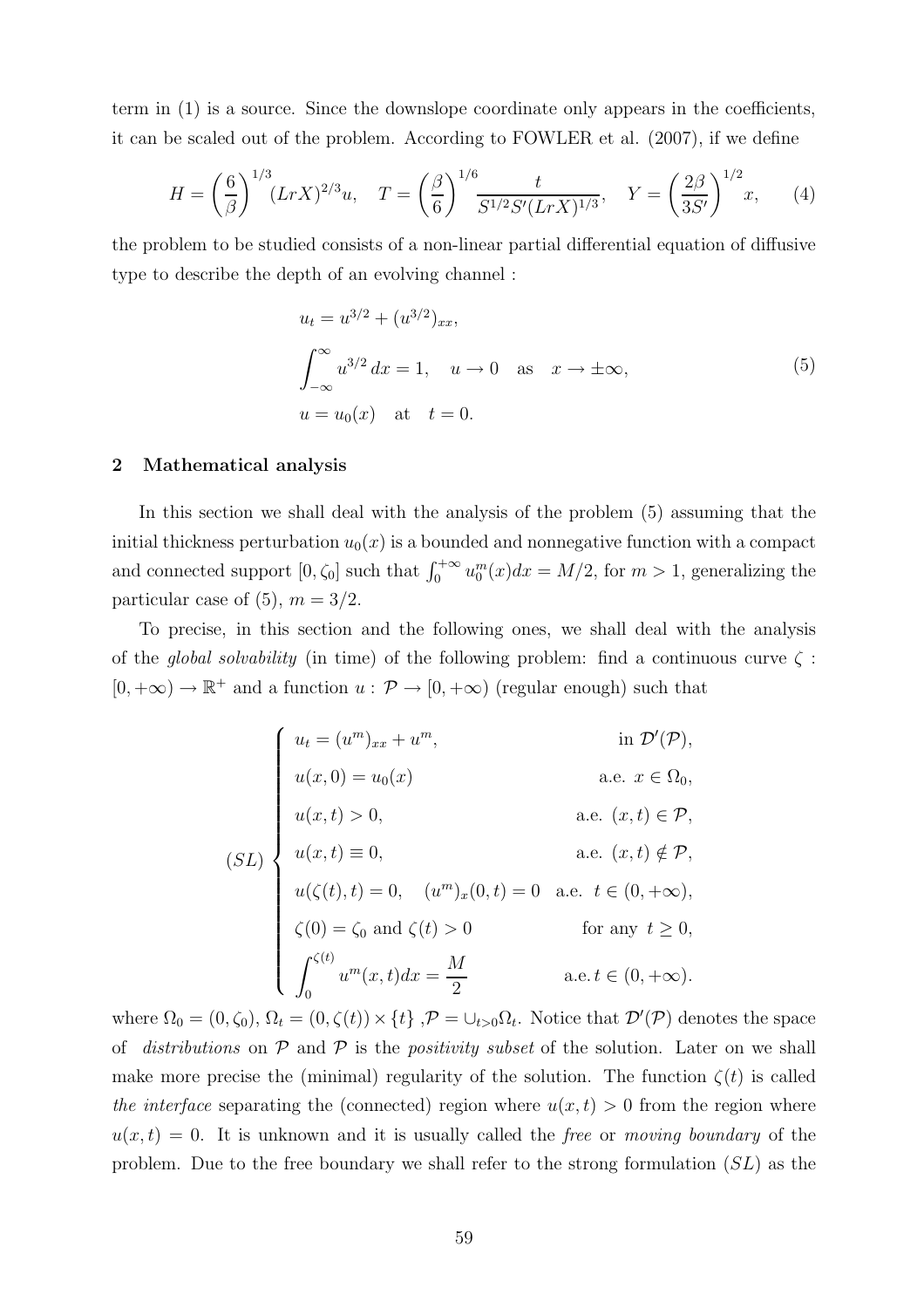term in (1) is a source. Since the downslope coordinate only appears in the coefficients, it can be scaled out of the problem. According to FOWLER et al. (2007), if we define

$$H = \left(\frac{6}{\beta}\right)^{1/3} (LrX)^{2/3} u, \quad T = \left(\frac{\beta}{6}\right)^{1/6} \frac{t}{S^{1/2} S' (LrX)^{1/3}}, \quad Y = \left(\frac{2\beta}{3S'}\right)^{1/2} x, \tag{4}$$

the problem to be studied consists of a non-linear partial differential equation of diffusive type to describe the depth of an evolving channel :

$$\begin{aligned}
&u_t = u^{3/2} + (u^{3/2})_{xx}, \\
&\int_{-\infty}^{\infty} u^{3/2}\, dx = 1, \quad u \to 0 \quad \text{as} \quad x \to \pm\infty, \\
&u = u_0(x) \quad \text{at} \quad t = 0.
\end{aligned} \tag{5}$$

## 2 Mathematical analysis

In this section we shall deal with the analysis of the problem (5) assuming that the initial thickness perturbation $u_0(x)$ is a bounded and nonnegative function with a compact and connected support $[0, \zeta_0]$ such that $\int_0^{+\infty} u_0^m(x)dx = M/2$, for $m > 1$, generalizing the particular case of (5), $m = 3/2$.

To precise, in this section and the following ones, we shall deal with the analysis of the *global solvability* (in time) of the following problem: find a continuous curve $\zeta : [0, +\infty) \to \mathbb{R}^+$ and a function $u : \mathcal{P} \to [0, +\infty)$ (regular enough) such that

$$(SL) \begin{cases}
u_t = (u^m)_{xx} + u^m, & \text{in } \mathcal{D}'(\mathcal{P}), \\
u(x, 0) = u_0(x) & \text{a.e. } x \in \Omega_0, \\
u(x, t) > 0, & \text{a.e. } (x, t) \in \mathcal{P}, \\
u(x, t) \equiv 0, & \text{a.e. } (x, t) \notin \mathcal{P}, \\
u(\zeta(t), t) = 0, \quad (u^m)_x(0, t) = 0 & \text{a.e. } t \in (0, +\infty), \\
\zeta(0) = \zeta_0 \text{ and } \zeta(t) > 0 & \text{for any } t \geq 0, \\
\displaystyle\int_0^{\zeta(t)} u^m(x, t)dx = \frac{M}{2} & \text{a.e.}\, t \in (0, +\infty).
\end{cases}$$

where $\Omega_0 = (0, \zeta_0)$, $\Omega_t = (0, \zeta(t)) \times \{t\}$ ,$\mathcal{P} = \cup_{t>0} \Omega_t$. Notice that $\mathcal{D}'(\mathcal{P})$ denotes the space of *distributions* on $\mathcal{P}$ and $\mathcal{P}$ is the *positivity subset* of the solution. Later on we shall make more precise the (minimal) regularity of the solution. The function $\zeta(t)$ is called *the interface* separating the (connected) region where $u(x, t) > 0$ from the region where $u(x, t) = 0$. It is unknown and it is usually called the *free* or *moving boundary* of the problem. Due to the free boundary we shall refer to the strong formulation $(SL)$ as the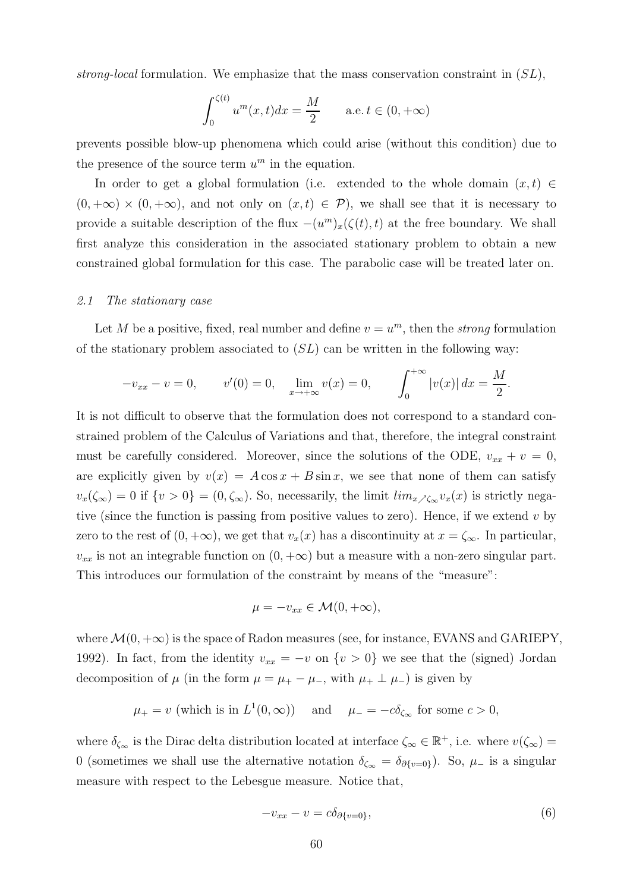*strong-local* formulation. We emphasize that the mass conservation constraint in $(SL)$,

$$\int_0^{\zeta(t)} u^m(x,t)dx = \frac{M}{2} \qquad \text{a.e. } t \in (0,+\infty)$$

prevents possible blow-up phenomena which could arise (without this condition) due to the presence of the source term $u^m$ in the equation.

In order to get a global formulation (i.e. extended to the whole domain $(x,t) \in (0,+\infty) \times (0,+\infty)$, and not only on $(x,t) \in \mathcal{P}$), we shall see that it is necessary to provide a suitable description of the flux $-(u^m)_x(\zeta(t),t)$ at the free boundary. We shall first analyze this consideration in the associated stationary problem to obtain a new constrained global formulation for this case. The parabolic case will be treated later on.

### *2.1 The stationary case*

Let $M$ be a positive, fixed, real number and define $v = u^m$, then the *strong* formulation of the stationary problem associated to $(SL)$ can be written in the following way:

$$-v_{xx} - v = 0, \qquad v'(0) = 0, \quad \lim_{x \to +\infty} v(x) = 0, \qquad \int_0^{+\infty} |v(x)|\, dx = \frac{M}{2}.$$

It is not difficult to observe that the formulation does not correspond to a standard constrained problem of the Calculus of Variations and that, therefore, the integral constraint must be carefully considered. Moreover, since the solutions of the ODE, $v_{xx} + v = 0$, are explicitly given by $v(x) = A\cos x + B\sin x$, we see that none of them can satisfy $v_x(\zeta_\infty) = 0$ if $\{v > 0\} = (0, \zeta_\infty)$. So, necessarily, the limit $lim_{x \nearrow \zeta_\infty} v_x(x)$ is strictly negative (since the function is passing from positive values to zero). Hence, if we extend $v$ by zero to the rest of $(0,+\infty)$, we get that $v_x(x)$ has a discontinuity at $x = \zeta_\infty$. In particular, $v_{xx}$ is not an integrable function on $(0,+\infty)$ but a measure with a non-zero singular part. This introduces our formulation of the constraint by means of the "measure":

$$\mu = -v_{xx} \in \mathcal{M}(0,+\infty),$$

where $\mathcal{M}(0,+\infty)$ is the space of Radon measures (see, for instance, EVANS and GARIEPY, 1992). In fact, from the identity $v_{xx} = -v$ on $\{v > 0\}$ we see that the (signed) Jordan decomposition of $\mu$ (in the form $\mu = \mu_+ - \mu_-$, with $\mu_+ \perp \mu_-$) is given by

$$\mu_+ = v \text{ (which is in } L^1(0,\infty)) \quad \text{ and } \quad \mu_- = -c\delta_{\zeta_\infty} \text{ for some } c > 0,$$

where $\delta_{\zeta_\infty}$ is the Dirac delta distribution located at interface $\zeta_\infty \in \mathbb{R}^+$, i.e. where $v(\zeta_\infty) = 0$ (sometimes we shall use the alternative notation $\delta_{\zeta_\infty} = \delta_{\partial\{v=0\}}$). So, $\mu_-$ is a singular measure with respect to the Lebesgue measure. Notice that,

$$-v_{xx} - v = c\delta_{\partial\{v=0\}}, \tag{6}$$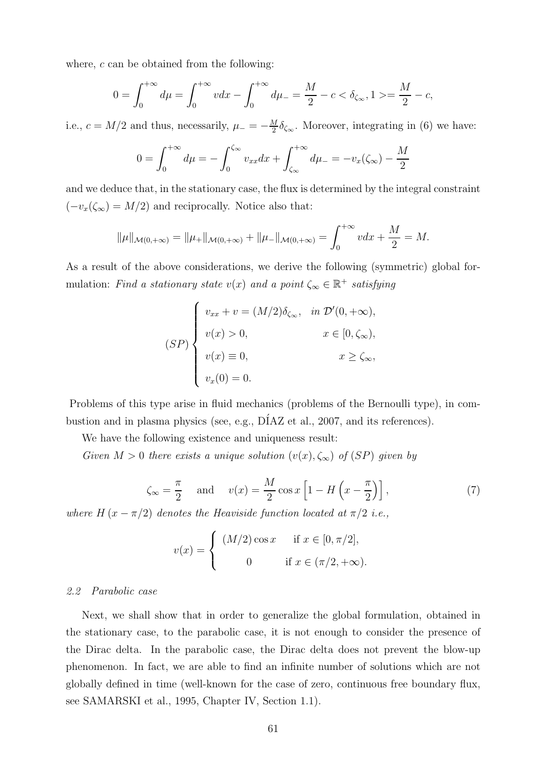where, $c$ can be obtained from the following:

$$0 = \int_0^{+\infty} d\mu = \int_0^{+\infty} v dx - \int_0^{+\infty} d\mu_- = \frac{M}{2} - c < \delta_{\zeta_\infty}, 1 >= \frac{M}{2} - c,$$

i.e., $c = M/2$ and thus, necessarily, $\mu_- = -\frac{M}{2}\delta_{\zeta_\infty}$. Moreover, integrating in (6) we have:

$$0 = \int_0^{+\infty} d\mu = -\int_0^{\zeta_\infty} v_{xx} dx + \int_{\zeta_\infty}^{+\infty} d\mu_- = -v_x(\zeta_\infty) - \frac{M}{2}$$

and we deduce that, in the stationary case, the flux is determined by the integral constraint ($-v_x(\zeta_\infty) = M/2$) and reciprocally. Notice also that:

$$\|\mu\|_{\mathcal{M}(0,+\infty)} = \|\mu_+\|_{\mathcal{M}(0,+\infty)} + \|\mu_-\|_{\mathcal{M}(0,+\infty)} = \int_0^{+\infty} v dx + \frac{M}{2} = M.$$

As a result of the above considerations, we derive the following (symmetric) global formulation: *Find a stationary state $v(x)$ and a point $\zeta_\infty \in \mathbb{R}^+$ satisfying*

$$(SP) \begin{cases} v_{xx} + v = (M/2)\delta_{\zeta_\infty}, & \text{in } \mathcal{D}'(0, +\infty), \\ v(x) > 0, & x \in [0, \zeta_\infty), \\ v(x) \equiv 0, & x \geq \zeta_\infty, \\ v_x(0) = 0. \end{cases}$$

Problems of this type arise in fluid mechanics (problems of the Bernoulli type), in combustion and in plasma physics (see, e.g., DÍAZ et al., 2007, and its references).

We have the following existence and uniqueness result:

*Given $M > 0$ there exists a unique solution $(v(x), \zeta_\infty)$ of $(SP)$ given by*

$$\zeta_\infty = \frac{\pi}{2} \quad \text{and} \quad v(x) = \frac{M}{2}\cos x \left[1 - H\left(x - \frac{\pi}{2}\right)\right], \tag{7}$$

*where $H(x - \pi/2)$ denotes the Heaviside function located at $\pi/2$ i.e.,*

$$v(x) = \begin{cases} (M/2)\cos x & \text{if } x \in [0, \pi/2], \\ 0 & \text{if } x \in (\pi/2, +\infty). \end{cases}$$

### *2.2 Parabolic case*

Next, we shall show that in order to generalize the global formulation, obtained in the stationary case, to the parabolic case, it is not enough to consider the presence of the Dirac delta. In the parabolic case, the Dirac delta does not prevent the blow-up phenomenon. In fact, we are able to find an infinite number of solutions which are not globally defined in time (well-known for the case of zero, continuous free boundary flux, see SAMARSKI et al., 1995, Chapter IV, Section 1.1).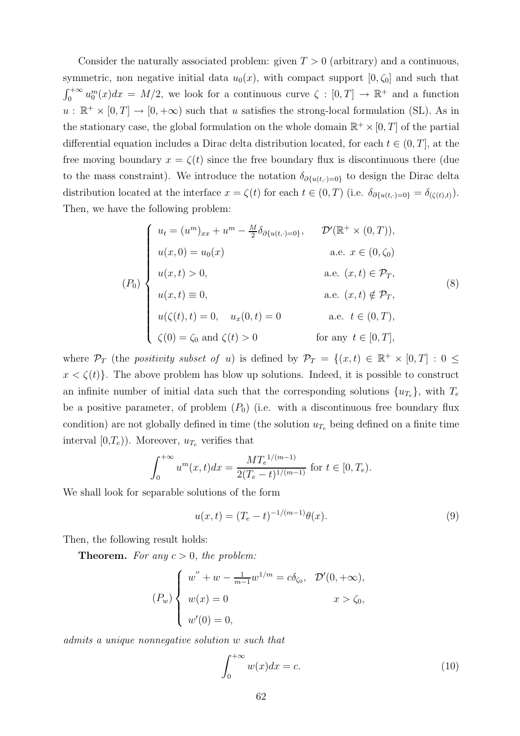Consider the naturally associated problem: given $T > 0$ (arbitrary) and a continuous, symmetric, non negative initial data $u_0(x)$, with compact support $[0, \zeta_0]$ and such that $\int_0^{+\infty} u_0^m(x)dx = M/2$, we look for a continuous curve $\zeta : [0,T] \to \mathbb{R}^+$ and a function $u : \mathbb{R}^+ \times [0,T] \to [0,+\infty)$ such that $u$ satisfies the strong-local formulation (SL). As in the stationary case, the global formulation on the whole domain $\mathbb{R}^+ \times [0,T]$ of the partial differential equation includes a Dirac delta distribution located, for each $t \in (0,T]$, at the free moving boundary $x = \zeta(t)$ since the free boundary flux is discontinuous there (due to the mass constraint). We introduce the notation $\delta_{\partial\{u(t,\cdot)=0\}}$ to design the Dirac delta distribution located at the interface $x = \zeta(t)$ for each $t \in (0,T)$ (i.e. $\delta_{\partial\{u(t,\cdot)=0\}} = \delta_{(\zeta(t),t)}$). Then, we have the following problem:

$$
(P_0) \begin{cases} u_t = (u^m)_{xx} + u^m - \frac{M}{2}\delta_{\partial\{u(t,\cdot)=0\}}, & \mathcal{D}'(\mathbb{R}^+ \times (0,T)), \\ u(x,0) = u_0(x) & \text{a.e. } x \in (0,\zeta_0) \\ u(x,t) > 0, & \text{a.e. } (x,t) \in \mathcal{P}_T, \\ u(x,t) \equiv 0, & \text{a.e. } (x,t) \notin \mathcal{P}_T, \\ u(\zeta(t),t) = 0, \quad u_x(0,t) = 0 & \text{a.e. } t \in (0,T), \\ \zeta(0) = \zeta_0 \text{ and } \zeta(t) > 0 & \text{for any } t \in [0,T], \end{cases} \tag{8}
$$

where $\mathcal{P}_T$ (the *positivity subset of* $u$) is defined by $\mathcal{P}_T = \{(x,t) \in \mathbb{R}^+ \times [0,T] : 0 \le x < \zeta(t)\}$. The above problem has blow up solutions. Indeed, it is possible to construct an infinite number of initial data such that the corresponding solutions $\{u_{T_e}\}$, with $T_e$ be a positive parameter, of problem $(P_0)$ (i.e. with a discontinuous free boundary flux condition) are not globally defined in time (the solution $u_{T_e}$ being defined on a finite time interval $[0,T_e)$). Moreover, $u_{T_e}$ verifies that

$$
\int_0^{+\infty} u^m(x,t)dx = \frac{M{T_e}^{1/(m-1)}}{2(T_e - t)^{1/(m-1)}} \text{ for } t \in [0,T_e).
$$

We shall look for separable solutions of the form

$$
u(x,t) = (T_e - t)^{-1/(m-1)}\theta(x). \tag{9}
$$

Then, the following result holds:

**Theorem.** *For any $c > 0$, the problem:*

$$
(P_w) \begin{cases} w'' + w - \frac{1}{m-1}w^{1/m} = c\delta_{\zeta_0}, & \mathcal{D}'(0,+\infty), \\ w(x) = 0 & x > \zeta_0, \\ w'(0) = 0, & \end{cases}
$$

*admits a unique nonnegative solution $w$ such that*

$$
\int_0^{+\infty} w(x)dx = c. \tag{10}
$$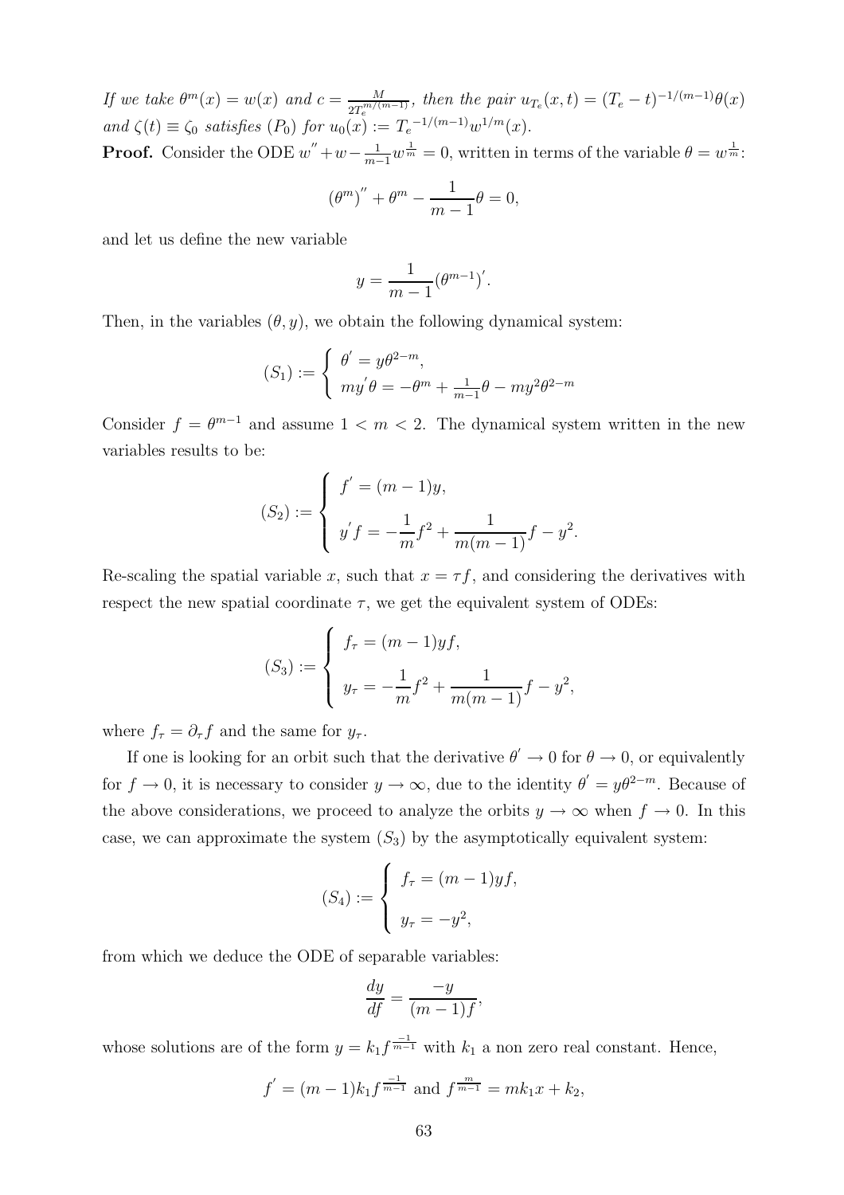*If we take $\theta^m(x) = w(x)$ and $c = \frac{M}{2T_e^{m/(m-1)}}$, then the pair $u_{T_e}(x,t) = (T_e - t)^{-1/(m-1)}\theta(x)$ and $\zeta(t) \equiv \zeta_0$ satisfies $(P_0)$ for $u_0(x) := T_e{}^{-1/(m-1)} w^{1/m}(x)$.*

**Proof.** Consider the ODE $w'' + w - \frac{1}{m-1} w^{\frac{1}{m}} = 0$, written in terms of the variable $\theta = w^{\frac{1}{m}}$:

$$(\theta^m)'' + \theta^m - \frac{1}{m-1}\theta = 0,$$

and let us define the new variable

$$y = \frac{1}{m-1}(\theta^{m-1})'.$$

Then, in the variables $(\theta, y)$, we obtain the following dynamical system:

$$(S_1) := \begin{cases} \theta' = y\theta^{2-m}, \\ my'\theta = -\theta^m + \frac{1}{m-1}\theta - my^2\theta^{2-m} \end{cases}$$

Consider $f = \theta^{m-1}$ and assume $1 < m < 2$. The dynamical system written in the new variables results to be:

$$(S_2) := \begin{cases} f' = (m-1)y, \\ \\ y'f = -\dfrac{1}{m}f^2 + \dfrac{1}{m(m-1)}f - y^2. \end{cases}$$

Re-scaling the spatial variable $x$, such that $x = \tau f$, and considering the derivatives with respect the new spatial coordinate $\tau$, we get the equivalent system of ODEs:

$$(S_3) := \begin{cases} f_\tau = (m-1)yf, \\ \\ y_\tau = -\dfrac{1}{m}f^2 + \dfrac{1}{m(m-1)}f - y^2, \end{cases}$$

where $f_\tau = \partial_\tau f$ and the same for $y_\tau$.

If one is looking for an orbit such that the derivative $\theta' \to 0$ for $\theta \to 0$, or equivalently for $f \to 0$, it is necessary to consider $y \to \infty$, due to the identity $\theta' = y\theta^{2-m}$. Because of the above considerations, we proceed to analyze the orbits $y \to \infty$ when $f \to 0$. In this case, we can approximate the system $(S_3)$ by the asymptotically equivalent system:

$$(S_4) := \begin{cases} f_\tau = (m-1)yf, \\ \\ y_\tau = -y^2, \end{cases}$$

from which we deduce the ODE of separable variables:

$$\frac{dy}{df} = \frac{-y}{(m-1)f},$$

whose solutions are of the form $y = k_1 f^{\frac{-1}{m-1}}$ with $k_1$ a non zero real constant. Hence,

$$f' = (m-1)k_1 f^{\frac{-1}{m-1}} \text{ and } f^{\frac{m}{m-1}} = mk_1 x + k_2,$$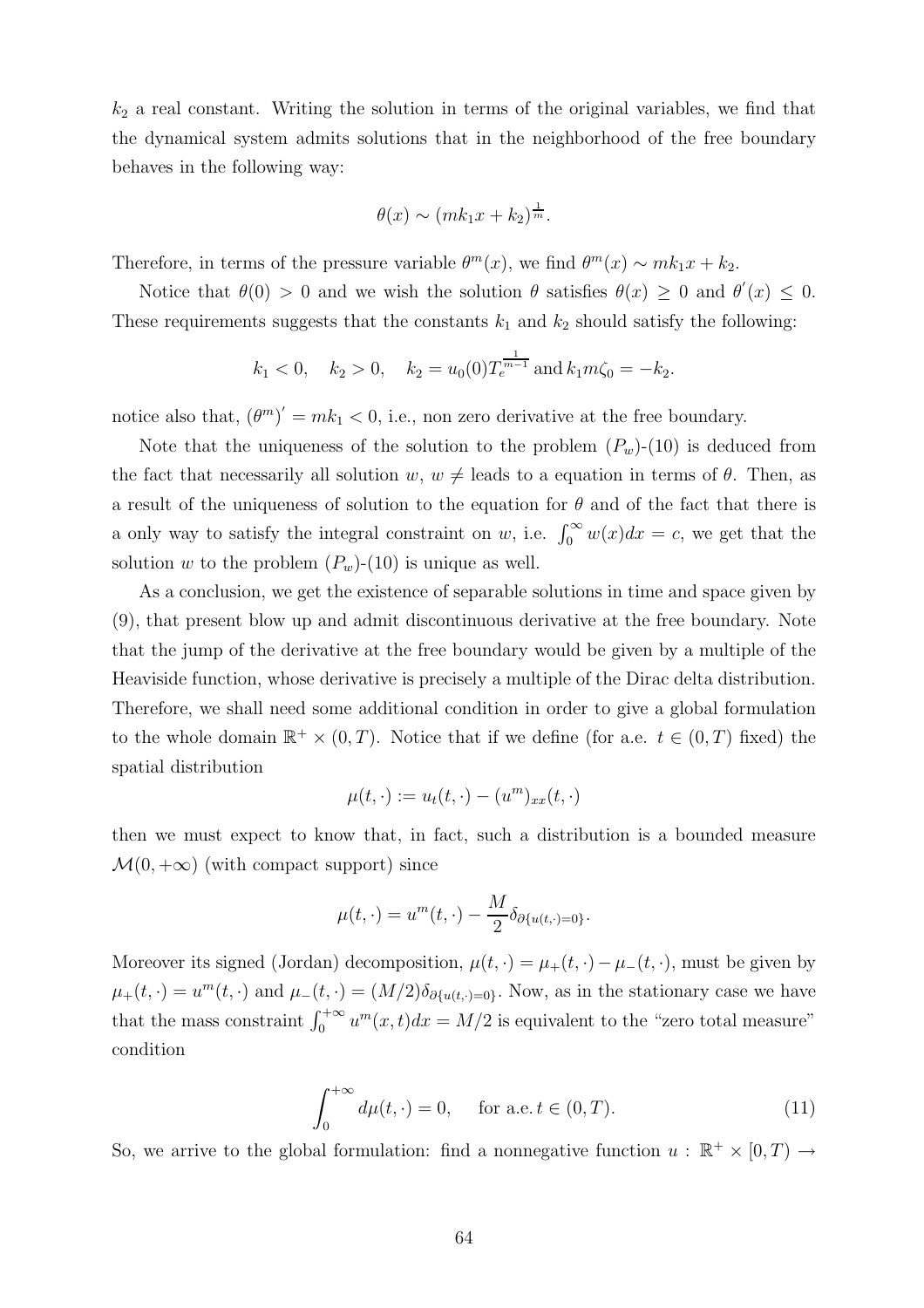$k_2$ a real constant. Writing the solution in terms of the original variables, we find that the dynamical system admits solutions that in the neighborhood of the free boundary behaves in the following way:

$$\theta(x) \sim (mk_1 x + k_2)^{\frac{1}{m}}.$$

Therefore, in terms of the pressure variable $\theta^m(x)$, we find $\theta^m(x) \sim mk_1 x + k_2$.

Notice that $\theta(0) > 0$ and we wish the solution $\theta$ satisfies $\theta(x) \geq 0$ and $\theta'(x) \leq 0$. These requirements suggests that the constants $k_1$ and $k_2$ should satisfy the following:

$$k_1 < 0, \quad k_2 > 0, \quad k_2 = u_0(0) T_e^{\frac{1}{m-1}} \text{ and } k_1 m \zeta_0 = -k_2.$$

notice also that, $(\theta^m)' = mk_1 < 0$, i.e., non zero derivative at the free boundary.

Note that the uniqueness of the solution to the problem $(P_w)$-(10) is deduced from the fact that necessarily all solution $w$, $w \neq$ leads to a equation in terms of $\theta$. Then, as a result of the uniqueness of solution to the equation for $\theta$ and of the fact that there is a only way to satisfy the integral constraint on $w$, i.e. $\int_0^\infty w(x)dx = c$, we get that the solution $w$ to the problem $(P_w)$-(10) is unique as well.

As a conclusion, we get the existence of separable solutions in time and space given by (9), that present blow up and admit discontinuous derivative at the free boundary. Note that the jump of the derivative at the free boundary would be given by a multiple of the Heaviside function, whose derivative is precisely a multiple of the Dirac delta distribution. Therefore, we shall need some additional condition in order to give a global formulation to the whole domain $\mathbb{R}^+ \times (0, T)$. Notice that if we define (for a.e. $t \in (0, T)$ fixed) the spatial distribution

$$\mu(t, \cdot) := u_t(t, \cdot) - (u^m)_{xx}(t, \cdot)$$

then we must expect to know that, in fact, such a distribution is a bounded measure $\mathcal{M}(0, +\infty)$ (with compact support) since

$$\mu(t, \cdot) = u^m(t, \cdot) - \frac{M}{2} \delta_{\partial\{u(t,\cdot)=0\}}.$$

Moreover its signed (Jordan) decomposition, $\mu(t, \cdot) = \mu_+(t, \cdot) - \mu_-(t, \cdot)$, must be given by $\mu_+(t, \cdot) = u^m(t, \cdot)$ and $\mu_-(t, \cdot) = (M/2)\delta_{\partial\{u(t,\cdot)=0\}}$. Now, as in the stationary case we have that the mass constraint $\int_0^{+\infty} u^m(x, t)dx = M/2$ is equivalent to the "zero total measure" condition

$$\int_0^{+\infty} d\mu(t, \cdot) = 0, \quad \text{for a.e. } t \in (0, T). \tag{11}$$

So, we arrive to the global formulation: find a nonnegative function $u : \mathbb{R}^+ \times [0, T) \to$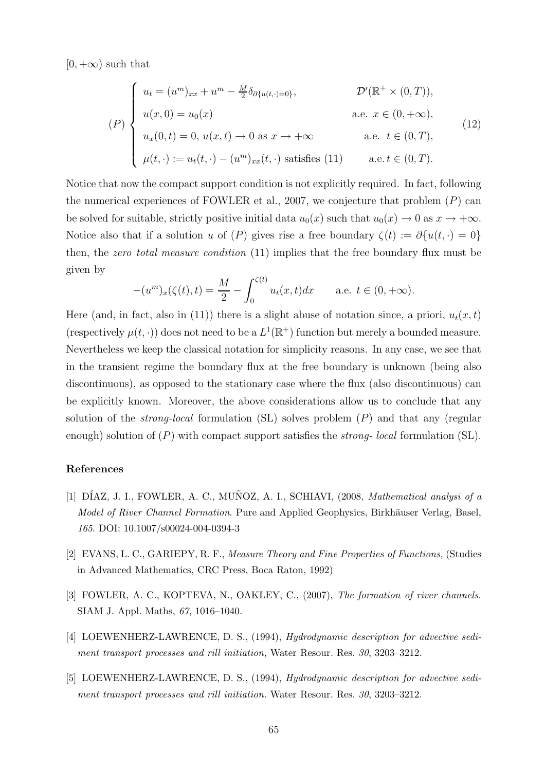$[0, +\infty)$ such that

$$
(P) \begin{cases} u_t = (u^m)_{xx} + u^m - \frac{M}{2}\delta_{\partial\{u(t,\cdot)=0\}}, & \mathcal{D}'(\mathbb{R}^+ \times (0,T)), \\ u(x,0) = u_0(x) & \text{a.e. } x \in (0,+\infty), \\ u_x(0,t) = 0, \ u(x,t) \to 0 \text{ as } x \to +\infty & \text{a.e. } t \in (0,T), \\ \mu(t,\cdot) := u_t(t,\cdot) - (u^m)_{xx}(t,\cdot) \text{ satisfies (11)} & \text{a.e. } t \in (0,T). \end{cases} \tag{12}
$$

Notice that now the compact support condition is not explicitly required. In fact, following the numerical experiences of FOWLER et al., 2007, we conjecture that problem $(P)$ can be solved for suitable, strictly positive initial data $u_0(x)$ such that $u_0(x) \to 0$ as $x \to +\infty$. Notice also that if a solution $u$ of $(P)$ gives rise a free boundary $\zeta(t) := \partial\{u(t,\cdot) = 0\}$ then, the *zero total measure condition* (11) implies that the free boundary flux must be given by

$$
-(u^m)_x(\zeta(t),t) = \frac{M}{2} - \int_0^{\zeta(t)} u_t(x,t)dx \qquad \text{a.e. } t \in (0,+\infty).
$$

Here (and, in fact, also in (11)) there is a slight abuse of notation since, a priori, $u_t(x,t)$ (respectively $\mu(t,\cdot)$) does not need to be a $L^1(\mathbb{R}^+)$ function but merely a bounded measure. Nevertheless we keep the classical notation for simplicity reasons. In any case, we see that in the transient regime the boundary flux at the free boundary is unknown (being also discontinuous), as opposed to the stationary case where the flux (also discontinuous) can be explicitly known. Moreover, the above considerations allow us to conclude that any solution of the *strong-local* formulation (SL) solves problem $(P)$ and that any (regular enough) solution of $(P)$ with compact support satisfies the *strong- local* formulation (SL).

## References

[1] DÍAZ, J. I., FOWLER, A. C., MUÑOZ, A. I., SCHIAVI, (2008, *Mathematical analysi of a Model of River Channel Formation*. Pure and Applied Geophysics, Birkhäuser Verlag, Basel, *165*. DOI: 10.1007/s00024-004-0394-3

[2] EVANS, L. C., GARIEPY, R. F., *Measure Theory and Fine Properties of Functions,* (Studies in Advanced Mathematics, CRC Press, Boca Raton, 1992)

[3] FOWLER, A. C., KOPTEVA, N., OAKLEY, C., (2007), *The formation of river channels.* SIAM J. Appl. Maths, *67*, 1016–1040.

[4] LOEWENHERZ-LAWRENCE, D. S., (1994), *Hydrodynamic description for advective sediment transport processes and rill initiation,* Water Resour. Res. *30*, 3203–3212.

[5] LOEWENHERZ-LAWRENCE, D. S., (1994), *Hydrodynamic description for advective sediment transport processes and rill initiation.* Water Resour. Res. *30*, 3203–3212.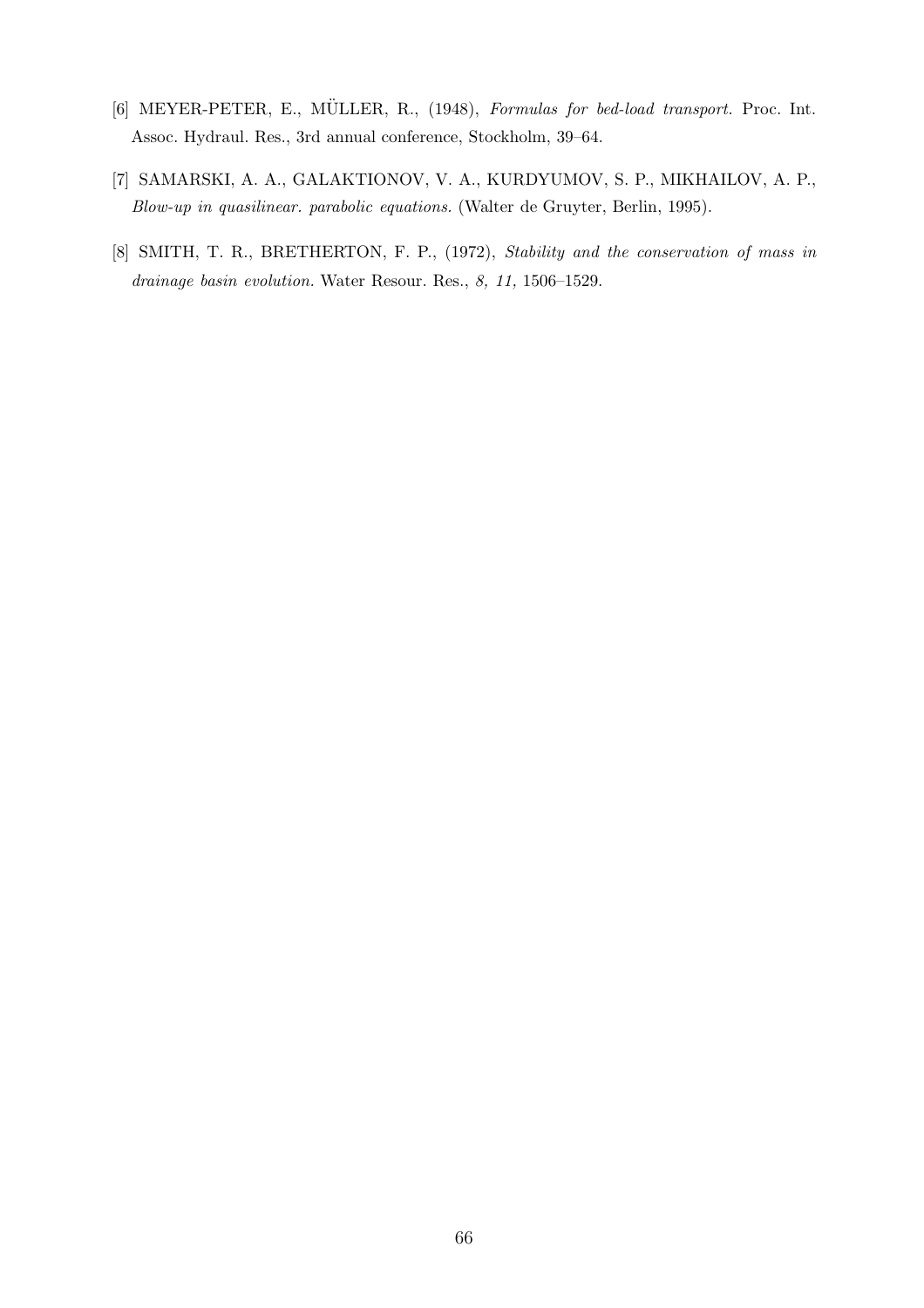[6] MEYER-PETER, E., MÜLLER, R., (1948), *Formulas for bed-load transport.* Proc. Int. Assoc. Hydraul. Res., 3rd annual conference, Stockholm, 39–64.

[7] SAMARSKI, A. A., GALAKTIONOV, V. A., KURDYUMOV, S. P., MIKHAILOV, A. P., *Blow-up in quasilinear. parabolic equations.* (Walter de Gruyter, Berlin, 1995).

[8] SMITH, T. R., BRETHERTON, F. P., (1972), *Stability and the conservation of mass in drainage basin evolution.* Water Resour. Res., *8, 11,* 1506–1529.